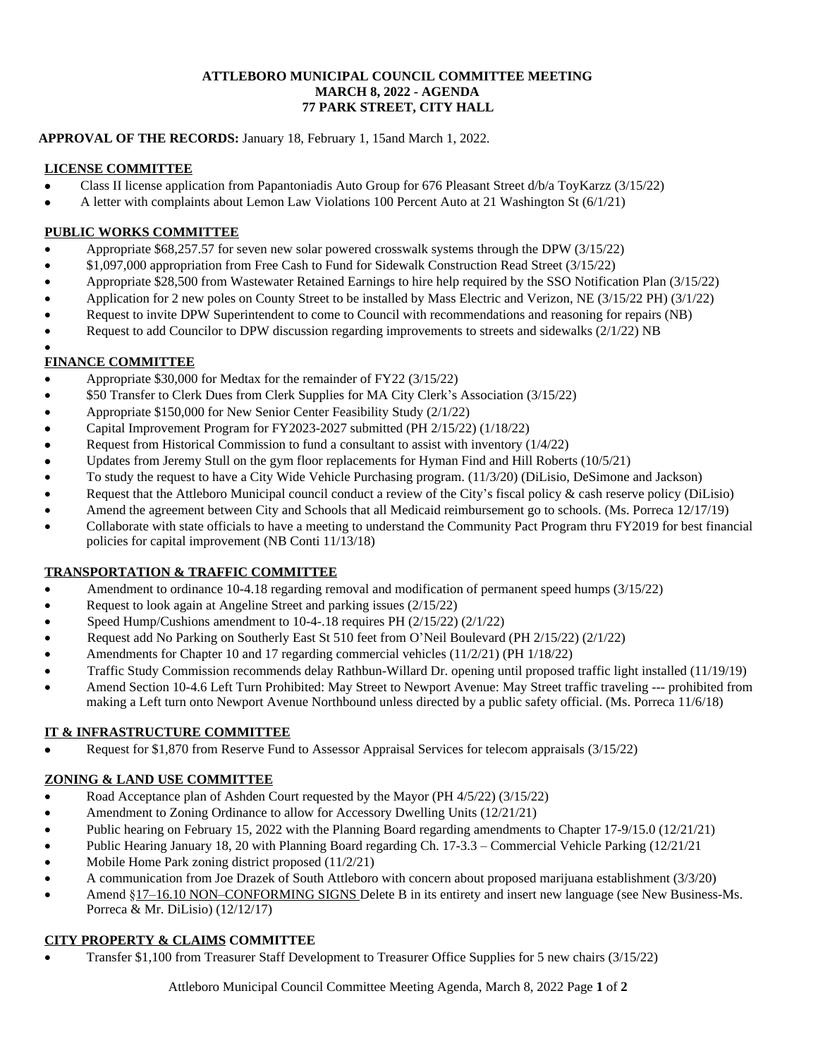**ATTLEBORO MUNICIPAL COUNCIL COMMITTEE MEETING**
**MARCH 8, 2022 - AGENDA**
**77 PARK STREET, CITY HALL**

**APPROVAL OF THE RECORDS:** January 18, February 1, 15and March 1, 2022.

## LICENSE COMMITTEE

- Class II license application from Papantoniadis Auto Group for 676 Pleasant Street d/b/a ToyKarzz (3/15/22)
- A letter with complaints about Lemon Law Violations 100 Percent Auto at 21 Washington St (6/1/21)

## PUBLIC WORKS COMMITTEE

- Appropriate $68,257.57 for seven new solar powered crosswalk systems through the DPW (3/15/22)
- $1,097,000 appropriation from Free Cash to Fund for Sidewalk Construction Read Street (3/15/22)
- Appropriate $28,500 from Wastewater Retained Earnings to hire help required by the SSO Notification Plan (3/15/22)
- Application for 2 new poles on County Street to be installed by Mass Electric and Verizon, NE (3/15/22 PH) (3/1/22)
- Request to invite DPW Superintendent to come to Council with recommendations and reasoning for repairs (NB)
- Request to add Councilor to DPW discussion regarding improvements to streets and sidewalks (2/1/22) NB
-

## FINANCE COMMITTEE

- Appropriate $30,000 for Medtax for the remainder of FY22 (3/15/22)
- $50 Transfer to Clerk Dues from Clerk Supplies for MA City Clerk's Association (3/15/22)
- Appropriate $150,000 for New Senior Center Feasibility Study (2/1/22)
- Capital Improvement Program for FY2023-2027 submitted (PH 2/15/22) (1/18/22)
- Request from Historical Commission to fund a consultant to assist with inventory (1/4/22)
- Updates from Jeremy Stull on the gym floor replacements for Hyman Find and Hill Roberts (10/5/21)
- To study the request to have a City Wide Vehicle Purchasing program. (11/3/20) (DiLisio, DeSimone and Jackson)
- Request that the Attleboro Municipal council conduct a review of the City's fiscal policy & cash reserve policy (DiLisio)
- Amend the agreement between City and Schools that all Medicaid reimbursement go to schools. (Ms. Porreca 12/17/19)
- Collaborate with state officials to have a meeting to understand the Community Pact Program thru FY2019 for best financial policies for capital improvement (NB Conti 11/13/18)

## TRANSPORTATION & TRAFFIC COMMITTEE

- Amendment to ordinance 10-4.18 regarding removal and modification of permanent speed humps (3/15/22)
- Request to look again at Angeline Street and parking issues (2/15/22)
- Speed Hump/Cushions amendment to 10-4-.18 requires PH (2/15/22) (2/1/22)
- Request add No Parking on Southerly East St 510 feet from O'Neil Boulevard (PH 2/15/22) (2/1/22)
- Amendments for Chapter 10 and 17 regarding commercial vehicles (11/2/21) (PH 1/18/22)
- Traffic Study Commission recommends delay Rathbun-Willard Dr. opening until proposed traffic light installed (11/19/19)
- Amend Section 10-4.6 Left Turn Prohibited: May Street to Newport Avenue: May Street traffic traveling --- prohibited from making a Left turn onto Newport Avenue Northbound unless directed by a public safety official. (Ms. Porreca 11/6/18)

## IT & INFRASTRUCTURE COMMITTEE

- Request for $1,870 from Reserve Fund to Assessor Appraisal Services for telecom appraisals (3/15/22)

## ZONING & LAND USE COMMITTEE

- Road Acceptance plan of Ashden Court requested by the Mayor (PH 4/5/22) (3/15/22)
- Amendment to Zoning Ordinance to allow for Accessory Dwelling Units (12/21/21)
- Public hearing on February 15, 2022 with the Planning Board regarding amendments to Chapter 17-9/15.0 (12/21/21)
- Public Hearing January 18, 20 with Planning Board regarding Ch. 17-3.3 – Commercial Vehicle Parking (12/21/21
- Mobile Home Park zoning district proposed (11/2/21)
- A communication from Joe Drazek of South Attleboro with concern about proposed marijuana establishment (3/3/20)
- Amend §17–16.10 NON–CONFORMING SIGNS Delete B in its entirety and insert new language (see New Business-Ms. Porreca & Mr. DiLisio) (12/12/17)

## CITY PROPERTY & CLAIMS COMMITTEE

- Transfer $1,100 from Treasurer Staff Development to Treasurer Office Supplies for 5 new chairs (3/15/22)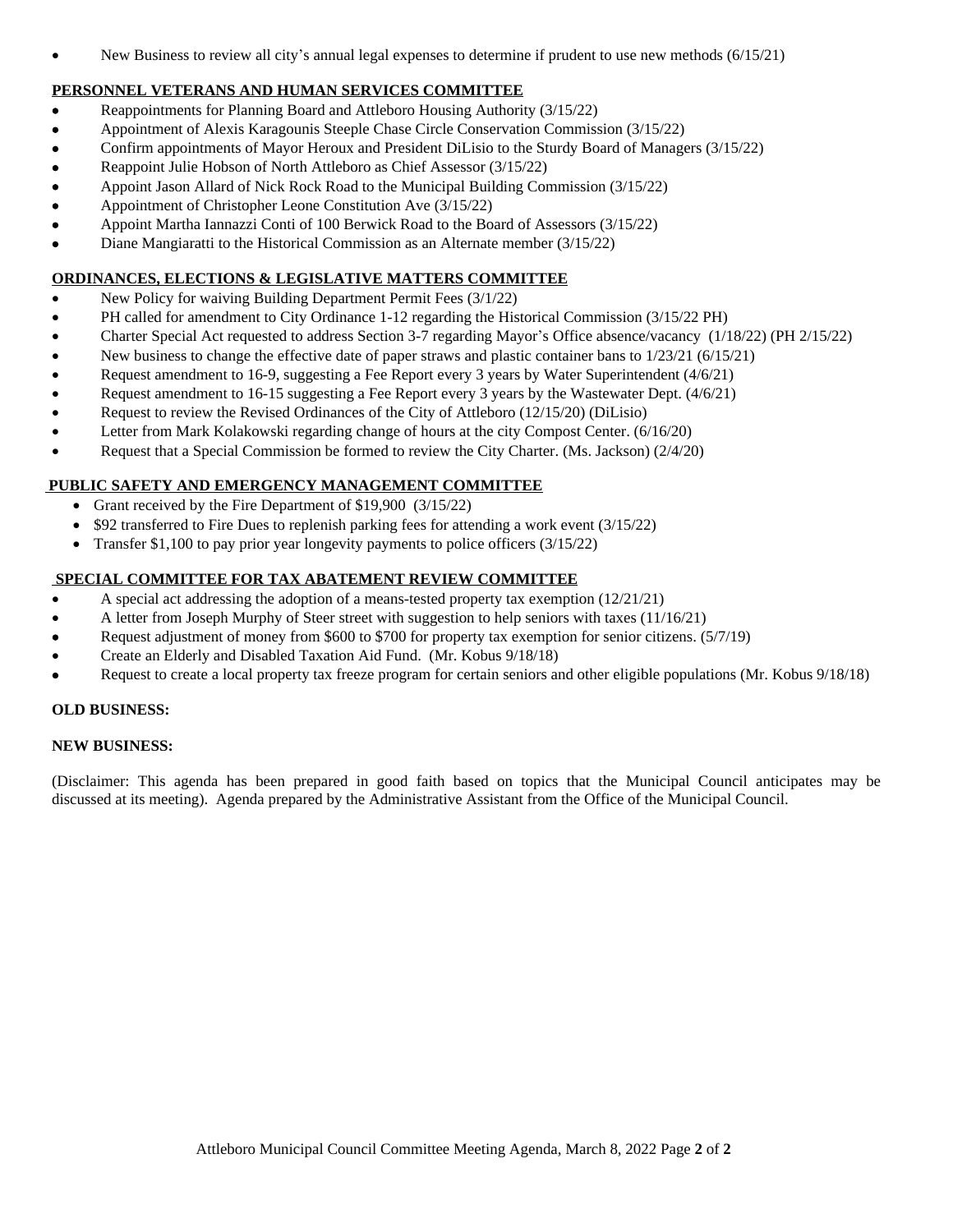- New Business to review all city's annual legal expenses to determine if prudent to use new methods (6/15/21)

**PERSONNEL VETERANS AND HUMAN SERVICES COMMITTEE**

- Reappointments for Planning Board and Attleboro Housing Authority (3/15/22)
- Appointment of Alexis Karagounis Steeple Chase Circle Conservation Commission (3/15/22)
- Confirm appointments of Mayor Heroux and President DiLisio to the Sturdy Board of Managers (3/15/22)
- Reappoint Julie Hobson of North Attleboro as Chief Assessor (3/15/22)
- Appoint Jason Allard of Nick Rock Road to the Municipal Building Commission (3/15/22)
- Appointment of Christopher Leone Constitution Ave (3/15/22)
- Appoint Martha Iannazzi Conti of 100 Berwick Road to the Board of Assessors (3/15/22)
- Diane Mangiaratti to the Historical Commission as an Alternate member (3/15/22)

**ORDINANCES, ELECTIONS & LEGISLATIVE MATTERS COMMITTEE**

- New Policy for waiving Building Department Permit Fees (3/1/22)
- PH called for amendment to City Ordinance 1-12 regarding the Historical Commission (3/15/22 PH)
- Charter Special Act requested to address Section 3-7 regarding Mayor's Office absence/vacancy (1/18/22) (PH 2/15/22)
- New business to change the effective date of paper straws and plastic container bans to 1/23/21 (6/15/21)
- Request amendment to 16-9, suggesting a Fee Report every 3 years by Water Superintendent (4/6/21)
- Request amendment to 16-15 suggesting a Fee Report every 3 years by the Wastewater Dept. (4/6/21)
- Request to review the Revised Ordinances of the City of Attleboro (12/15/20) (DiLisio)
- Letter from Mark Kolakowski regarding change of hours at the city Compost Center. (6/16/20)
- Request that a Special Commission be formed to review the City Charter. (Ms. Jackson) (2/4/20)

**PUBLIC SAFETY AND EMERGENCY MANAGEMENT COMMITTEE**

- Grant received by the Fire Department of $19,900 (3/15/22)
- $92 transferred to Fire Dues to replenish parking fees for attending a work event (3/15/22)
- Transfer $1,100 to pay prior year longevity payments to police officers (3/15/22)

**SPECIAL COMMITTEE FOR TAX ABATEMENT REVIEW COMMITTEE**

- A special act addressing the adoption of a means-tested property tax exemption (12/21/21)
- A letter from Joseph Murphy of Steer street with suggestion to help seniors with taxes (11/16/21)
- Request adjustment of money from $600 to $700 for property tax exemption for senior citizens. (5/7/19)
- Create an Elderly and Disabled Taxation Aid Fund. (Mr. Kobus 9/18/18)
- Request to create a local property tax freeze program for certain seniors and other eligible populations (Mr. Kobus 9/18/18)

**OLD BUSINESS:**

**NEW BUSINESS:**

(Disclaimer: This agenda has been prepared in good faith based on topics that the Municipal Council anticipates may be discussed at its meeting). Agenda prepared by the Administrative Assistant from the Office of the Municipal Council.